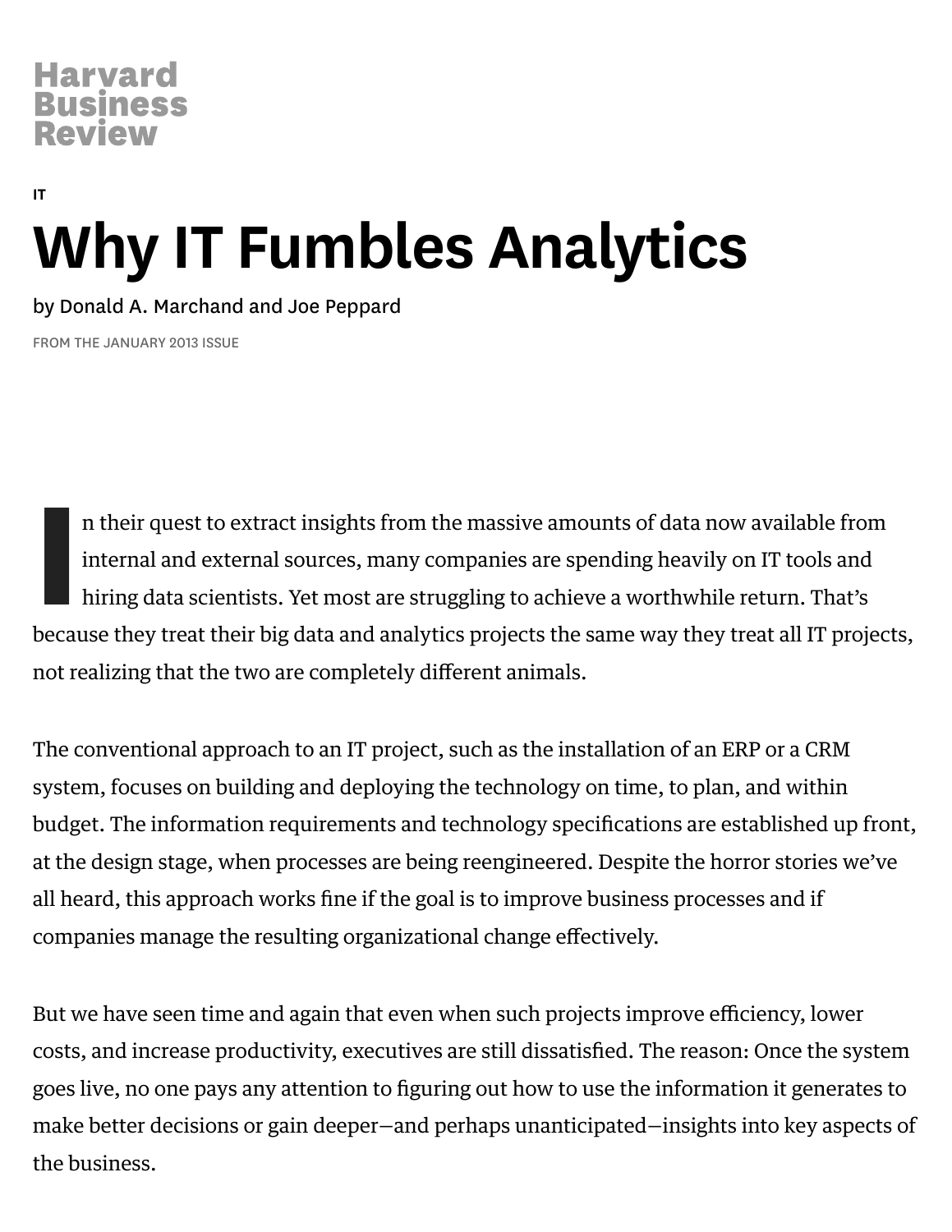Harvard Business Review

IT

# Why IT Fumbles Analytics

by Donald A. Marchand and Joe Peppard

FROM THE JANUARY 2013 ISSUE

In their quest to extract insights from the massive amounts of data now available from internal and external sources, many companies are spending heavily on IT tools and hiring data scientists. Yet most are struggling to achieve a worthwhile return. That's because they treat their big data and analytics projects the same way they treat all IT projects, not realizing that the two are completely different animals.

The conventional approach to an IT project, such as the installation of an ERP or a CRM system, focuses on building and deploying the technology on time, to plan, and within budget. The information requirements and technology specifications are established up front, at the design stage, when processes are being reengineered. Despite the horror stories we've all heard, this approach works fine if the goal is to improve business processes and if companies manage the resulting organizational change effectively.

But we have seen time and again that even when such projects improve efficiency, lower costs, and increase productivity, executives are still dissatisfied. The reason: Once the system goes live, no one pays any attention to figuring out how to use the information it generates to make better decisions or gain deeper—and perhaps unanticipated—insights into key aspects of the business.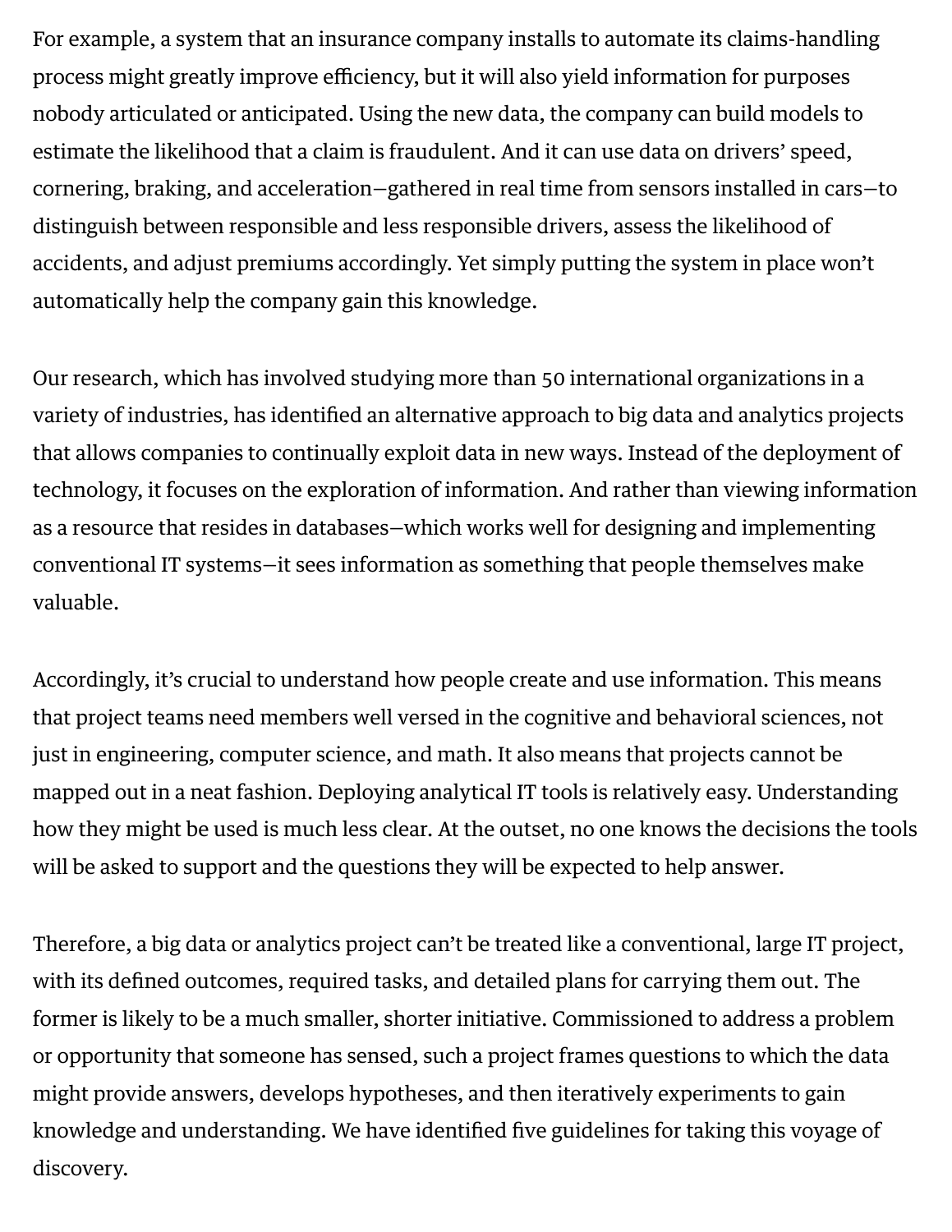For example, a system that an insurance company installs to automate its claims-handling process might greatly improve efficiency, but it will also yield information for purposes nobody articulated or anticipated. Using the new data, the company can build models to estimate the likelihood that a claim is fraudulent. And it can use data on drivers' speed, cornering, braking, and acceleration—gathered in real time from sensors installed in cars—to distinguish between responsible and less responsible drivers, assess the likelihood of accidents, and adjust premiums accordingly. Yet simply putting the system in place won't automatically help the company gain this knowledge.

Our research, which has involved studying more than 50 international organizations in a variety of industries, has identified an alternative approach to big data and analytics projects that allows companies to continually exploit data in new ways. Instead of the deployment of technology, it focuses on the exploration of information. And rather than viewing information as a resource that resides in databases—which works well for designing and implementing conventional IT systems—it sees information as something that people themselves make valuable.

Accordingly, it's crucial to understand how people create and use information. This means that project teams need members well versed in the cognitive and behavioral sciences, not just in engineering, computer science, and math. It also means that projects cannot be mapped out in a neat fashion. Deploying analytical IT tools is relatively easy. Understanding how they might be used is much less clear. At the outset, no one knows the decisions the tools will be asked to support and the questions they will be expected to help answer.

Therefore, a big data or analytics project can't be treated like a conventional, large IT project, with its defined outcomes, required tasks, and detailed plans for carrying them out. The former is likely to be a much smaller, shorter initiative. Commissioned to address a problem or opportunity that someone has sensed, such a project frames questions to which the data might provide answers, develops hypotheses, and then iteratively experiments to gain knowledge and understanding. We have identified five guidelines for taking this voyage of discovery.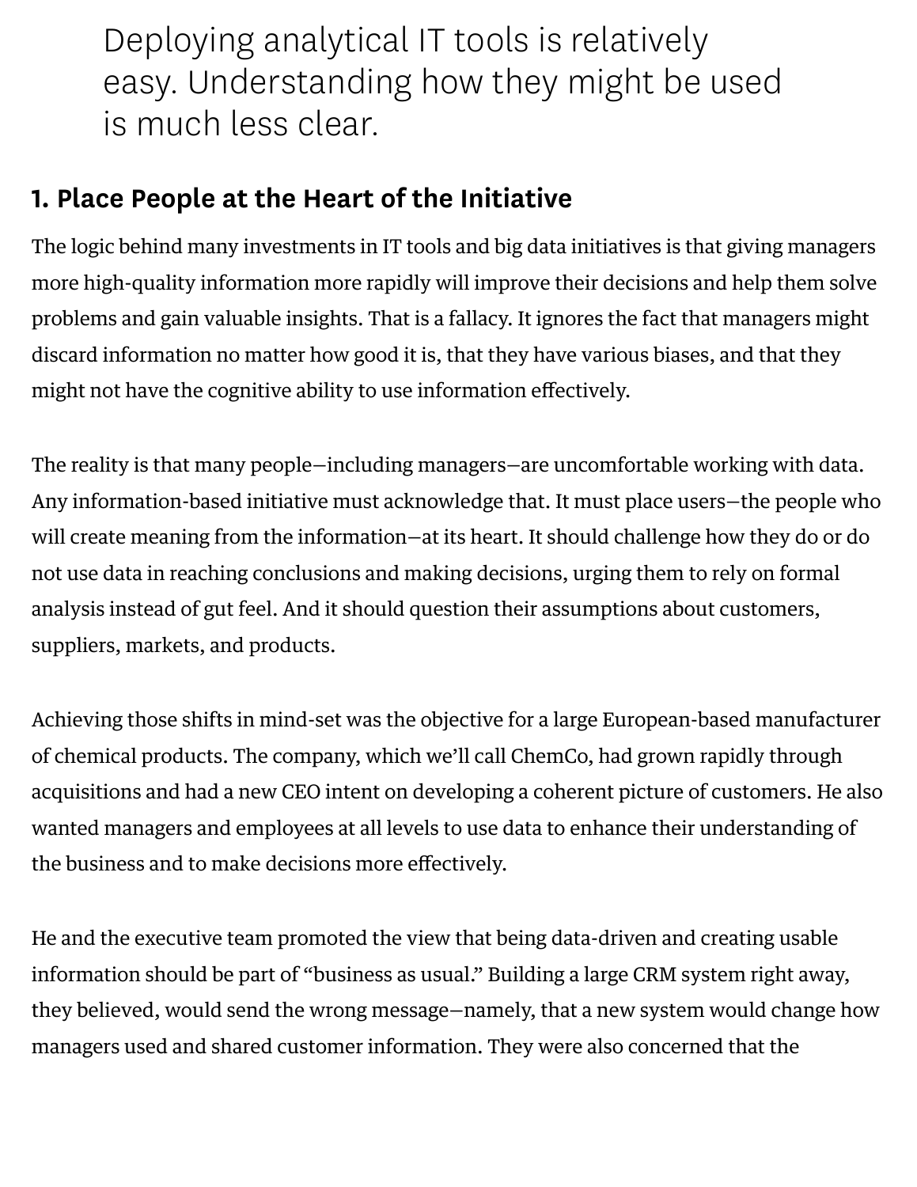> Deploying analytical IT tools is relatively easy. Understanding how they might be used is much less clear.

## 1. Place People at the Heart of the Initiative

The logic behind many investments in IT tools and big data initiatives is that giving managers more high-quality information more rapidly will improve their decisions and help them solve problems and gain valuable insights. That is a fallacy. It ignores the fact that managers might discard information no matter how good it is, that they have various biases, and that they might not have the cognitive ability to use information effectively.

The reality is that many people—including managers—are uncomfortable working with data. Any information-based initiative must acknowledge that. It must place users—the people who will create meaning from the information—at its heart. It should challenge how they do or do not use data in reaching conclusions and making decisions, urging them to rely on formal analysis instead of gut feel. And it should question their assumptions about customers, suppliers, markets, and products.

Achieving those shifts in mind-set was the objective for a large European-based manufacturer of chemical products. The company, which we'll call ChemCo, had grown rapidly through acquisitions and had a new CEO intent on developing a coherent picture of customers. He also wanted managers and employees at all levels to use data to enhance their understanding of the business and to make decisions more effectively.

He and the executive team promoted the view that being data-driven and creating usable information should be part of "business as usual." Building a large CRM system right away, they believed, would send the wrong message—namely, that a new system would change how managers used and shared customer information. They were also concerned that the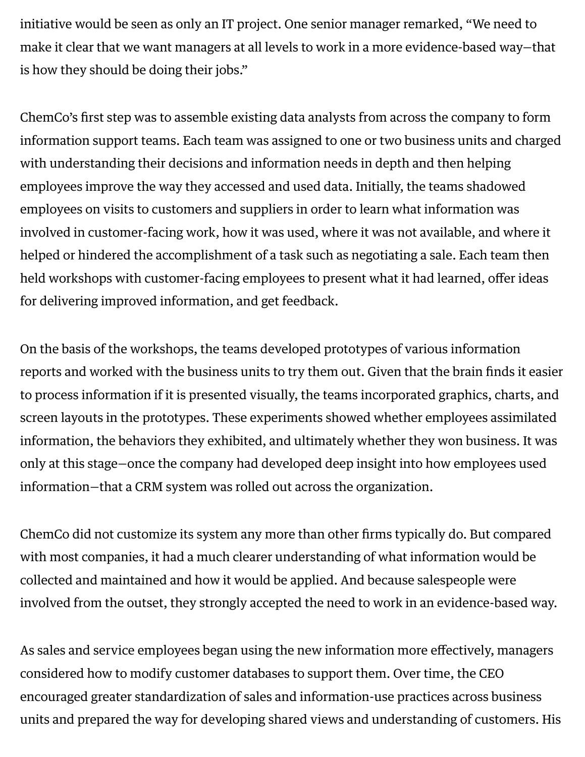initiative would be seen as only an IT project. One senior manager remarked, "We need to make it clear that we want managers at all levels to work in a more evidence-based way—that is how they should be doing their jobs."

ChemCo's first step was to assemble existing data analysts from across the company to form information support teams. Each team was assigned to one or two business units and charged with understanding their decisions and information needs in depth and then helping employees improve the way they accessed and used data. Initially, the teams shadowed employees on visits to customers and suppliers in order to learn what information was involved in customer-facing work, how it was used, where it was not available, and where it helped or hindered the accomplishment of a task such as negotiating a sale. Each team then held workshops with customer-facing employees to present what it had learned, offer ideas for delivering improved information, and get feedback.

On the basis of the workshops, the teams developed prototypes of various information reports and worked with the business units to try them out. Given that the brain finds it easier to process information if it is presented visually, the teams incorporated graphics, charts, and screen layouts in the prototypes. These experiments showed whether employees assimilated information, the behaviors they exhibited, and ultimately whether they won business. It was only at this stage—once the company had developed deep insight into how employees used information—that a CRM system was rolled out across the organization.

ChemCo did not customize its system any more than other firms typically do. But compared with most companies, it had a much clearer understanding of what information would be collected and maintained and how it would be applied. And because salespeople were involved from the outset, they strongly accepted the need to work in an evidence-based way.

As sales and service employees began using the new information more effectively, managers considered how to modify customer databases to support them. Over time, the CEO encouraged greater standardization of sales and information-use practices across business units and prepared the way for developing shared views and understanding of customers. His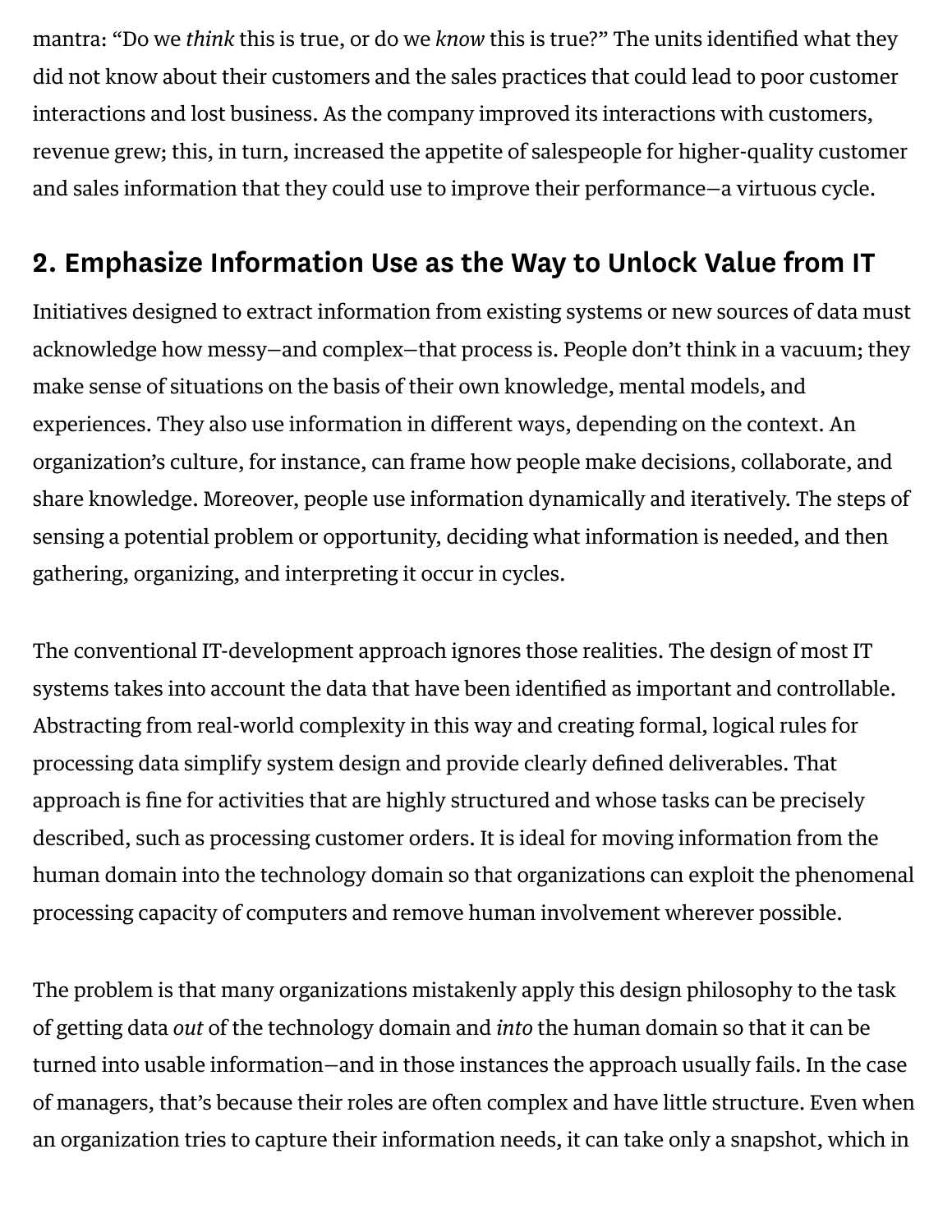mantra: “Do we *think* this is true, or do we *know* this is true?” The units identified what they did not know about their customers and the sales practices that could lead to poor customer interactions and lost business. As the company improved its interactions with customers, revenue grew; this, in turn, increased the appetite of salespeople for higher-quality customer and sales information that they could use to improve their performance—a virtuous cycle.

## 2. Emphasize Information Use as the Way to Unlock Value from IT

Initiatives designed to extract information from existing systems or new sources of data must acknowledge how messy—and complex—that process is. People don’t think in a vacuum; they make sense of situations on the basis of their own knowledge, mental models, and experiences. They also use information in different ways, depending on the context. An organization’s culture, for instance, can frame how people make decisions, collaborate, and share knowledge. Moreover, people use information dynamically and iteratively. The steps of sensing a potential problem or opportunity, deciding what information is needed, and then gathering, organizing, and interpreting it occur in cycles.

The conventional IT-development approach ignores those realities. The design of most IT systems takes into account the data that have been identified as important and controllable. Abstracting from real-world complexity in this way and creating formal, logical rules for processing data simplify system design and provide clearly defined deliverables. That approach is fine for activities that are highly structured and whose tasks can be precisely described, such as processing customer orders. It is ideal for moving information from the human domain into the technology domain so that organizations can exploit the phenomenal processing capacity of computers and remove human involvement wherever possible.

The problem is that many organizations mistakenly apply this design philosophy to the task of getting data *out* of the technology domain and *into* the human domain so that it can be turned into usable information—and in those instances the approach usually fails. In the case of managers, that’s because their roles are often complex and have little structure. Even when an organization tries to capture their information needs, it can take only a snapshot, which in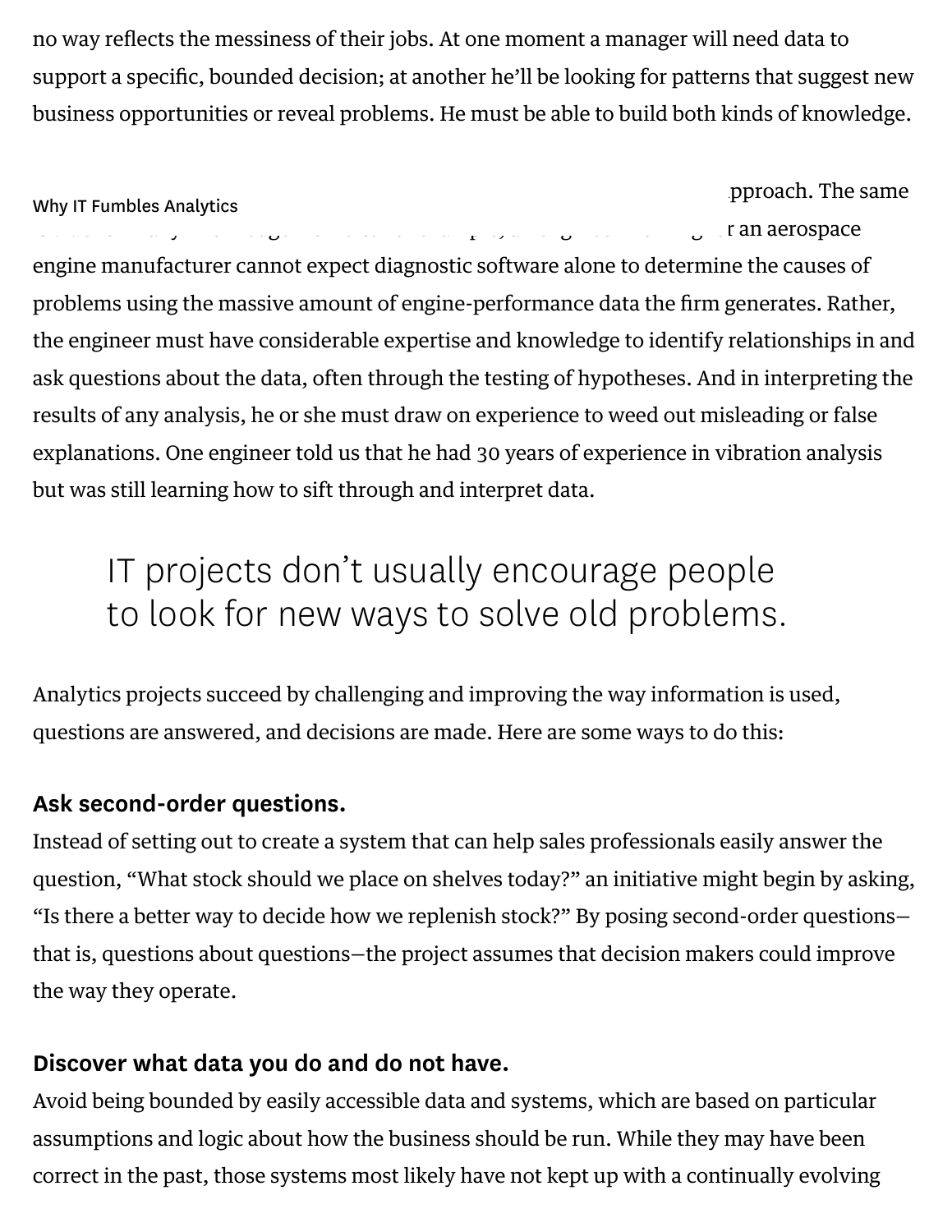no way reflects the messiness of their jobs. At one moment a manager will need data to support a specific, bounded decision; at another he'll be looking for patterns that suggest new business opportunities or reveal problems. He must be able to build both kinds of knowledge.

pproach. The same

r an aerospace engine manufacturer cannot expect diagnostic software alone to determine the causes of problems using the massive amount of engine-performance data the firm generates. Rather, the engineer must have considerable expertise and knowledge to identify relationships in and ask questions about the data, often through the testing of hypotheses. And in interpreting the results of any analysis, he or she must draw on experience to weed out misleading or false explanations. One engineer told us that he had 30 years of experience in vibration analysis but was still learning how to sift through and interpret data.

> IT projects don't usually encourage people to look for new ways to solve old problems.

Analytics projects succeed by challenging and improving the way information is used, questions are answered, and decisions are made. Here are some ways to do this:

**Ask second-order questions.**
Instead of setting out to create a system that can help sales professionals easily answer the question, "What stock should we place on shelves today?" an initiative might begin by asking, "Is there a better way to decide how we replenish stock?" By posing second-order questions—that is, questions about questions—the project assumes that decision makers could improve the way they operate.

**Discover what data you do and do not have.**
Avoid being bounded by easily accessible data and systems, which are based on particular assumptions and logic about how the business should be run. While they may have been correct in the past, those systems most likely have not kept up with a continually evolving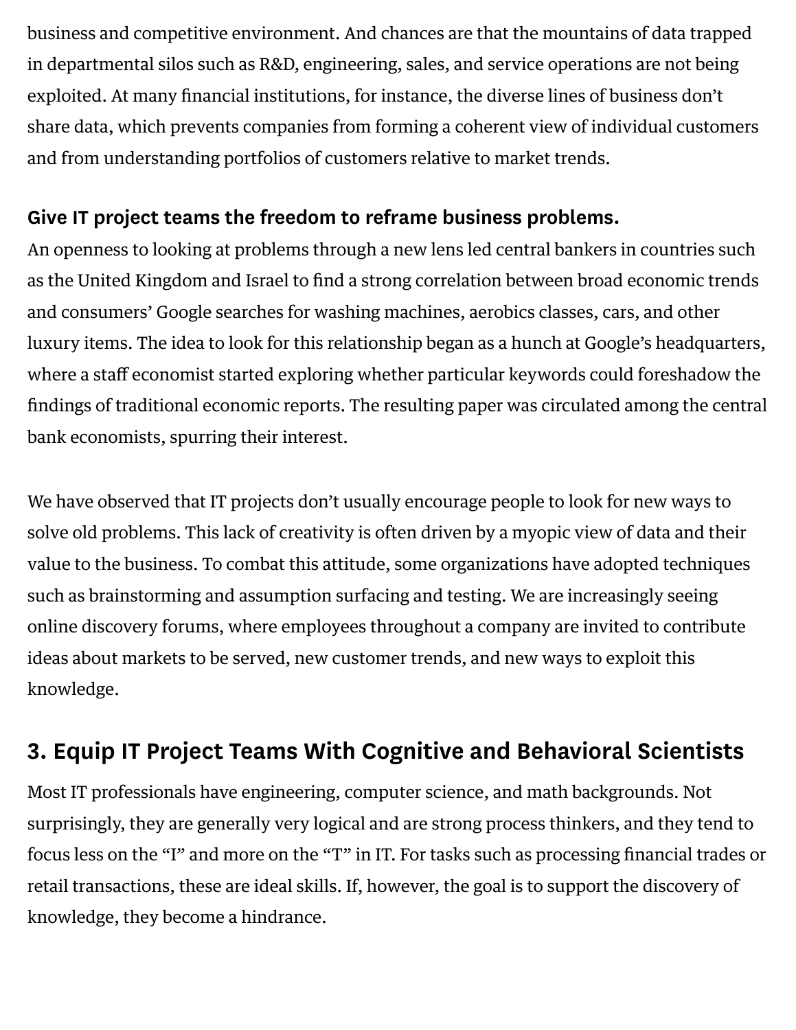business and competitive environment. And chances are that the mountains of data trapped in departmental silos such as R&D, engineering, sales, and service operations are not being exploited. At many financial institutions, for instance, the diverse lines of business don't share data, which prevents companies from forming a coherent view of individual customers and from understanding portfolios of customers relative to market trends.

**Give IT project teams the freedom to reframe business problems.**

An openness to looking at problems through a new lens led central bankers in countries such as the United Kingdom and Israel to find a strong correlation between broad economic trends and consumers' Google searches for washing machines, aerobics classes, cars, and other luxury items. The idea to look for this relationship began as a hunch at Google's headquarters, where a staff economist started exploring whether particular keywords could foreshadow the findings of traditional economic reports. The resulting paper was circulated among the central bank economists, spurring their interest.

We have observed that IT projects don't usually encourage people to look for new ways to solve old problems. This lack of creativity is often driven by a myopic view of data and their value to the business. To combat this attitude, some organizations have adopted techniques such as brainstorming and assumption surfacing and testing. We are increasingly seeing online discovery forums, where employees throughout a company are invited to contribute ideas about markets to be served, new customer trends, and new ways to exploit this knowledge.

## 3. Equip IT Project Teams With Cognitive and Behavioral Scientists

Most IT professionals have engineering, computer science, and math backgrounds. Not surprisingly, they are generally very logical and are strong process thinkers, and they tend to focus less on the "I" and more on the "T" in IT. For tasks such as processing financial trades or retail transactions, these are ideal skills. If, however, the goal is to support the discovery of knowledge, they become a hindrance.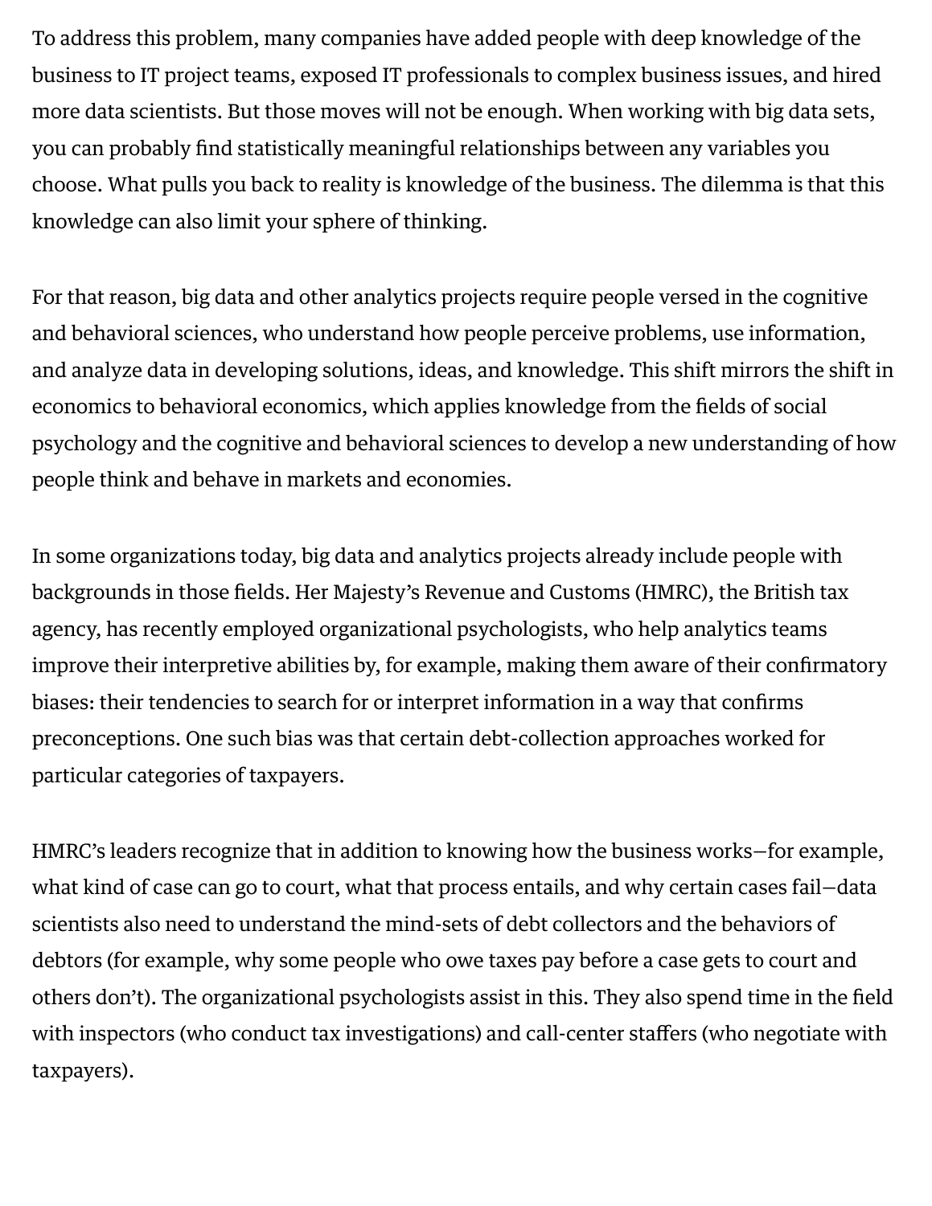To address this problem, many companies have added people with deep knowledge of the business to IT project teams, exposed IT professionals to complex business issues, and hired more data scientists. But those moves will not be enough. When working with big data sets, you can probably find statistically meaningful relationships between any variables you choose. What pulls you back to reality is knowledge of the business. The dilemma is that this knowledge can also limit your sphere of thinking.

For that reason, big data and other analytics projects require people versed in the cognitive and behavioral sciences, who understand how people perceive problems, use information, and analyze data in developing solutions, ideas, and knowledge. This shift mirrors the shift in economics to behavioral economics, which applies knowledge from the fields of social psychology and the cognitive and behavioral sciences to develop a new understanding of how people think and behave in markets and economies.

In some organizations today, big data and analytics projects already include people with backgrounds in those fields. Her Majesty's Revenue and Customs (HMRC), the British tax agency, has recently employed organizational psychologists, who help analytics teams improve their interpretive abilities by, for example, making them aware of their confirmatory biases: their tendencies to search for or interpret information in a way that confirms preconceptions. One such bias was that certain debt-collection approaches worked for particular categories of taxpayers.

HMRC's leaders recognize that in addition to knowing how the business works—for example, what kind of case can go to court, what that process entails, and why certain cases fail—data scientists also need to understand the mind-sets of debt collectors and the behaviors of debtors (for example, why some people who owe taxes pay before a case gets to court and others don't). The organizational psychologists assist in this. They also spend time in the field with inspectors (who conduct tax investigations) and call-center staffers (who negotiate with taxpayers).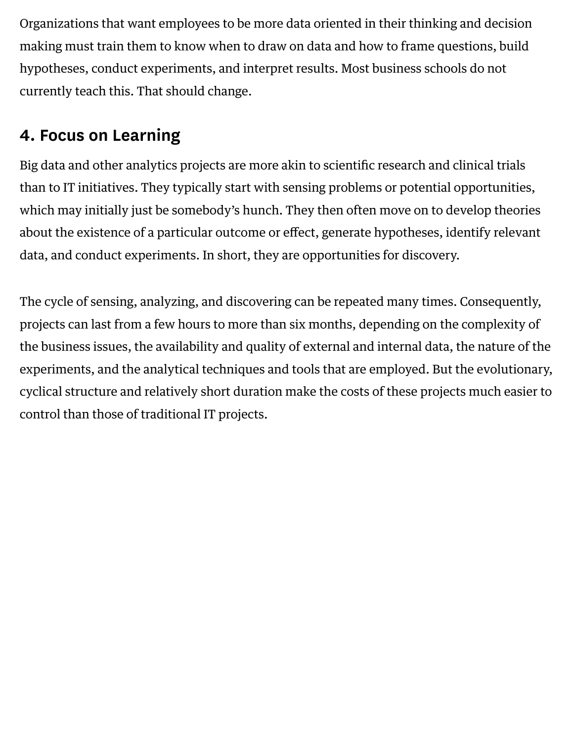Organizations that want employees to be more data oriented in their thinking and decision making must train them to know when to draw on data and how to frame questions, build hypotheses, conduct experiments, and interpret results. Most business schools do not currently teach this. That should change.

## 4. Focus on Learning

Big data and other analytics projects are more akin to scientific research and clinical trials than to IT initiatives. They typically start with sensing problems or potential opportunities, which may initially just be somebody's hunch. They then often move on to develop theories about the existence of a particular outcome or effect, generate hypotheses, identify relevant data, and conduct experiments. In short, they are opportunities for discovery.

The cycle of sensing, analyzing, and discovering can be repeated many times. Consequently, projects can last from a few hours to more than six months, depending on the complexity of the business issues, the availability and quality of external and internal data, the nature of the experiments, and the analytical techniques and tools that are employed. But the evolutionary, cyclical structure and relatively short duration make the costs of these projects much easier to control than those of traditional IT projects.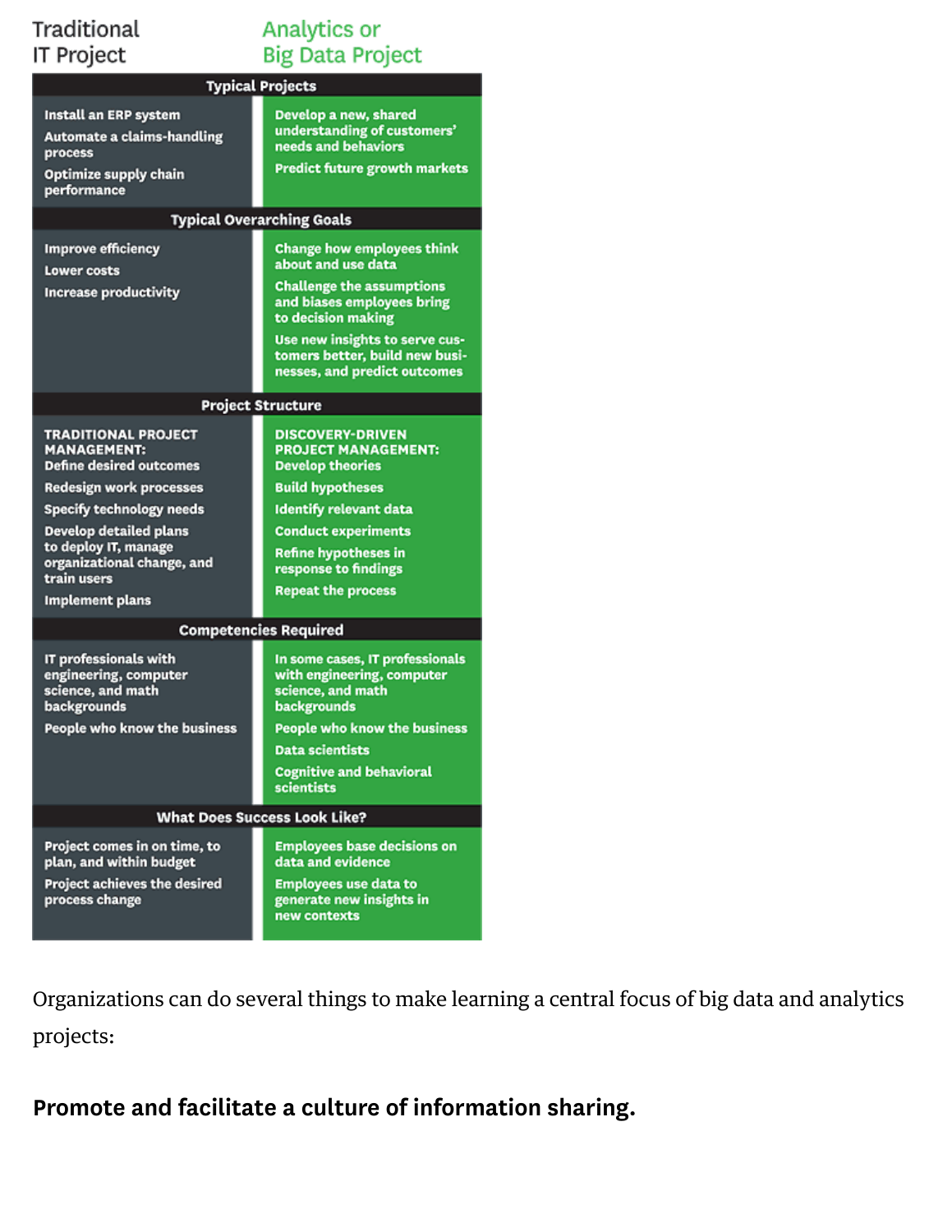| Traditional IT Project | Analytics or Big Data Project |
|---|---|
| **Typical Projects** | |
| Install an ERP system<br>Automate a claims-handling process<br>Optimize supply chain performance | Develop a new, shared understanding of customers' needs and behaviors<br>Predict future growth markets |
| **Typical Overarching Goals** | |
| Improve efficiency<br>Lower costs<br>Increase productivity | Change how employees think about and use data<br>Challenge the assumptions and biases employees bring to decision making<br>Use new insights to serve customers better, build new businesses, and predict outcomes |
| **Project Structure** | |
| TRADITIONAL PROJECT MANAGEMENT:<br>Define desired outcomes<br>Redesign work processes<br>Specify technology needs<br>Develop detailed plans to deploy IT, manage organizational change, and train users<br>Implement plans | DISCOVERY-DRIVEN PROJECT MANAGEMENT:<br>Develop theories<br>Build hypotheses<br>Identify relevant data<br>Conduct experiments<br>Refine hypotheses in response to findings<br>Repeat the process |
| **Competencies Required** | |
| IT professionals with engineering, computer science, and math backgrounds<br>People who know the business | In some cases, IT professionals with engineering, computer science, and math backgrounds<br>People who know the business<br>Data scientists<br>Cognitive and behavioral scientists |
| **What Does Success Look Like?** | |
| Project comes in on time, to plan, and within budget<br>Project achieves the desired process change | Employees base decisions on data and evidence<br>Employees use data to generate new insights in new contexts |

Organizations can do several things to make learning a central focus of big data and analytics projects:

### Promote and facilitate a culture of information sharing.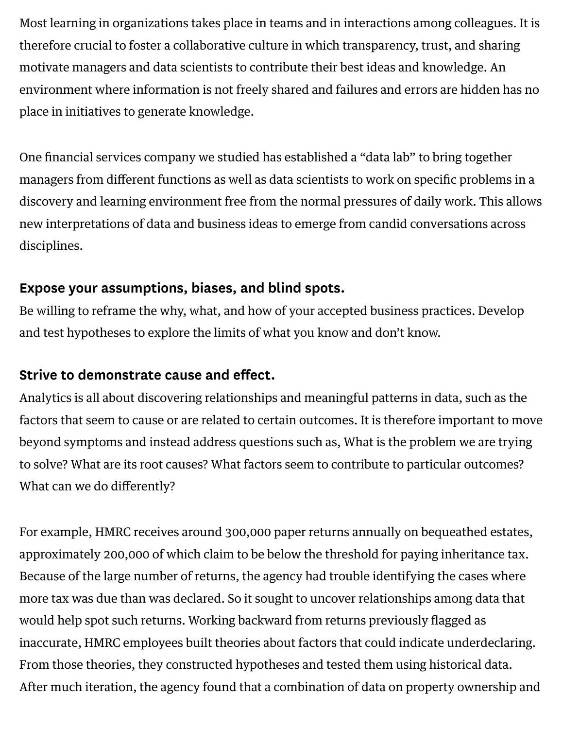Most learning in organizations takes place in teams and in interactions among colleagues. It is therefore crucial to foster a collaborative culture in which transparency, trust, and sharing motivate managers and data scientists to contribute their best ideas and knowledge. An environment where information is not freely shared and failures and errors are hidden has no place in initiatives to generate knowledge.

One financial services company we studied has established a "data lab" to bring together managers from different functions as well as data scientists to work on specific problems in a discovery and learning environment free from the normal pressures of daily work. This allows new interpretations of data and business ideas to emerge from candid conversations across disciplines.

**Expose your assumptions, biases, and blind spots.**
Be willing to reframe the why, what, and how of your accepted business practices. Develop and test hypotheses to explore the limits of what you know and don't know.

**Strive to demonstrate cause and effect.**
Analytics is all about discovering relationships and meaningful patterns in data, such as the factors that seem to cause or are related to certain outcomes. It is therefore important to move beyond symptoms and instead address questions such as, What is the problem we are trying to solve? What are its root causes? What factors seem to contribute to particular outcomes? What can we do differently?

For example, HMRC receives around 300,000 paper returns annually on bequeathed estates, approximately 200,000 of which claim to be below the threshold for paying inheritance tax. Because of the large number of returns, the agency had trouble identifying the cases where more tax was due than was declared. So it sought to uncover relationships among data that would help spot such returns. Working backward from returns previously flagged as inaccurate, HMRC employees built theories about factors that could indicate underdeclaring. From those theories, they constructed hypotheses and tested them using historical data. After much iteration, the agency found that a combination of data on property ownership and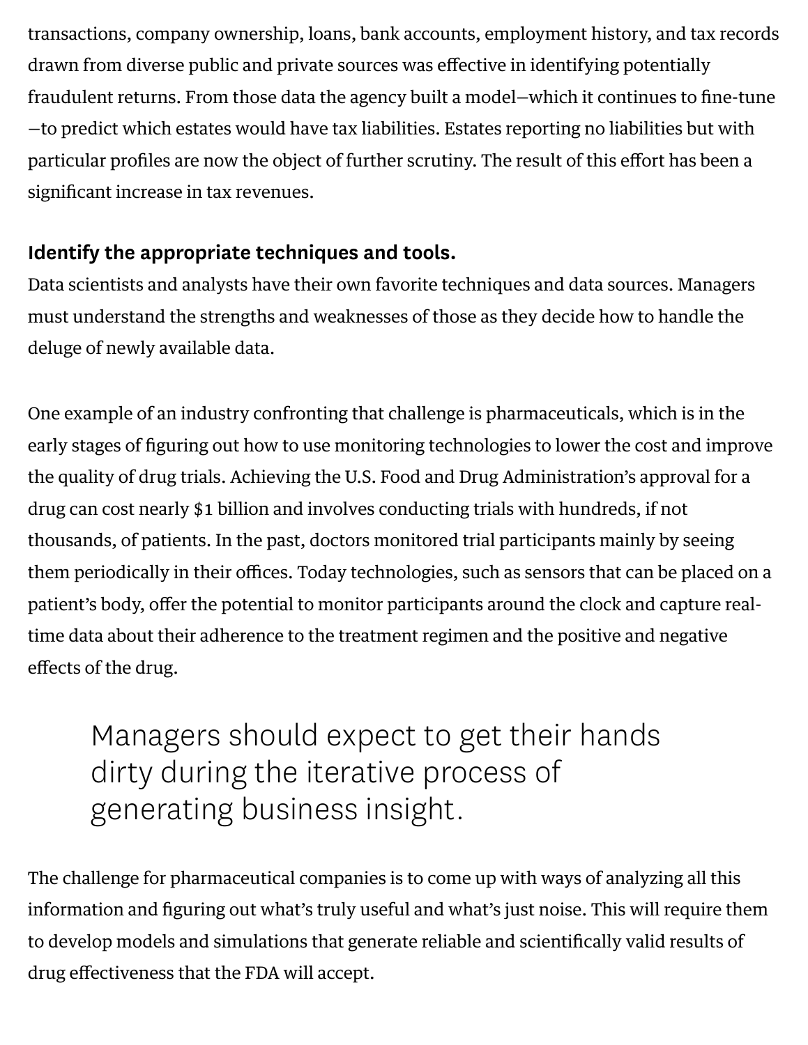transactions, company ownership, loans, bank accounts, employment history, and tax records drawn from diverse public and private sources was effective in identifying potentially fraudulent returns. From those data the agency built a model—which it continues to fine-tune—to predict which estates would have tax liabilities. Estates reporting no liabilities but with particular profiles are now the object of further scrutiny. The result of this effort has been a significant increase in tax revenues.

### Identify the appropriate techniques and tools.

Data scientists and analysts have their own favorite techniques and data sources. Managers must understand the strengths and weaknesses of those as they decide how to handle the deluge of newly available data.

One example of an industry confronting that challenge is pharmaceuticals, which is in the early stages of figuring out how to use monitoring technologies to lower the cost and improve the quality of drug trials. Achieving the U.S. Food and Drug Administration's approval for a drug can cost nearly $1 billion and involves conducting trials with hundreds, if not thousands, of patients. In the past, doctors monitored trial participants mainly by seeing them periodically in their offices. Today technologies, such as sensors that can be placed on a patient's body, offer the potential to monitor participants around the clock and capture real-time data about their adherence to the treatment regimen and the positive and negative effects of the drug.

> Managers should expect to get their hands dirty during the iterative process of generating business insight.

The challenge for pharmaceutical companies is to come up with ways of analyzing all this information and figuring out what's truly useful and what's just noise. This will require them to develop models and simulations that generate reliable and scientifically valid results of drug effectiveness that the FDA will accept.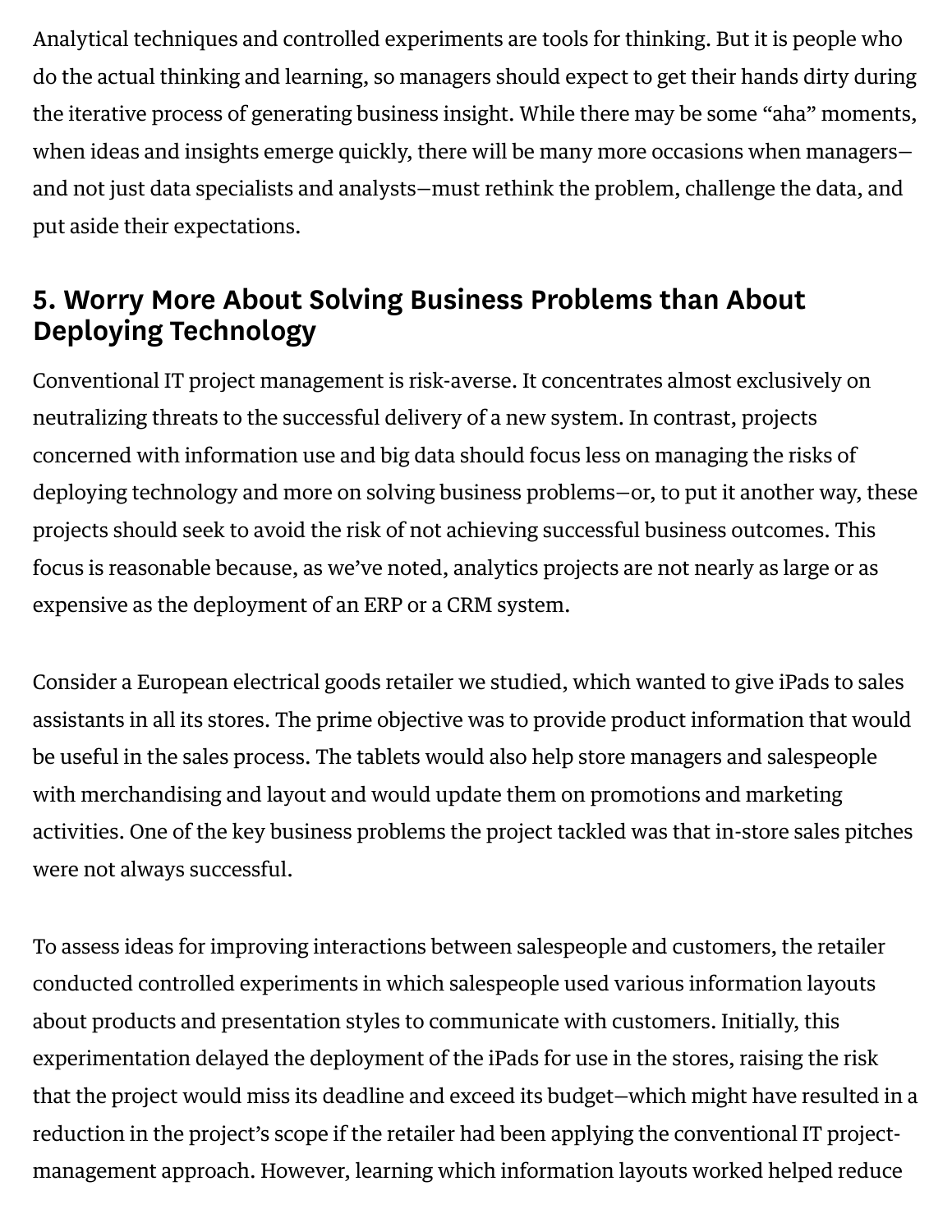Analytical techniques and controlled experiments are tools for thinking. But it is people who do the actual thinking and learning, so managers should expect to get their hands dirty during the iterative process of generating business insight. While there may be some "aha" moments, when ideas and insights emerge quickly, there will be many more occasions when managers—and not just data specialists and analysts—must rethink the problem, challenge the data, and put aside their expectations.

## 5. Worry More About Solving Business Problems than About Deploying Technology

Conventional IT project management is risk-averse. It concentrates almost exclusively on neutralizing threats to the successful delivery of a new system. In contrast, projects concerned with information use and big data should focus less on managing the risks of deploying technology and more on solving business problems—or, to put it another way, these projects should seek to avoid the risk of not achieving successful business outcomes. This focus is reasonable because, as we've noted, analytics projects are not nearly as large or as expensive as the deployment of an ERP or a CRM system.

Consider a European electrical goods retailer we studied, which wanted to give iPads to sales assistants in all its stores. The prime objective was to provide product information that would be useful in the sales process. The tablets would also help store managers and salespeople with merchandising and layout and would update them on promotions and marketing activities. One of the key business problems the project tackled was that in-store sales pitches were not always successful.

To assess ideas for improving interactions between salespeople and customers, the retailer conducted controlled experiments in which salespeople used various information layouts about products and presentation styles to communicate with customers. Initially, this experimentation delayed the deployment of the iPads for use in the stores, raising the risk that the project would miss its deadline and exceed its budget—which might have resulted in a reduction in the project's scope if the retailer had been applying the conventional IT project-management approach. However, learning which information layouts worked helped reduce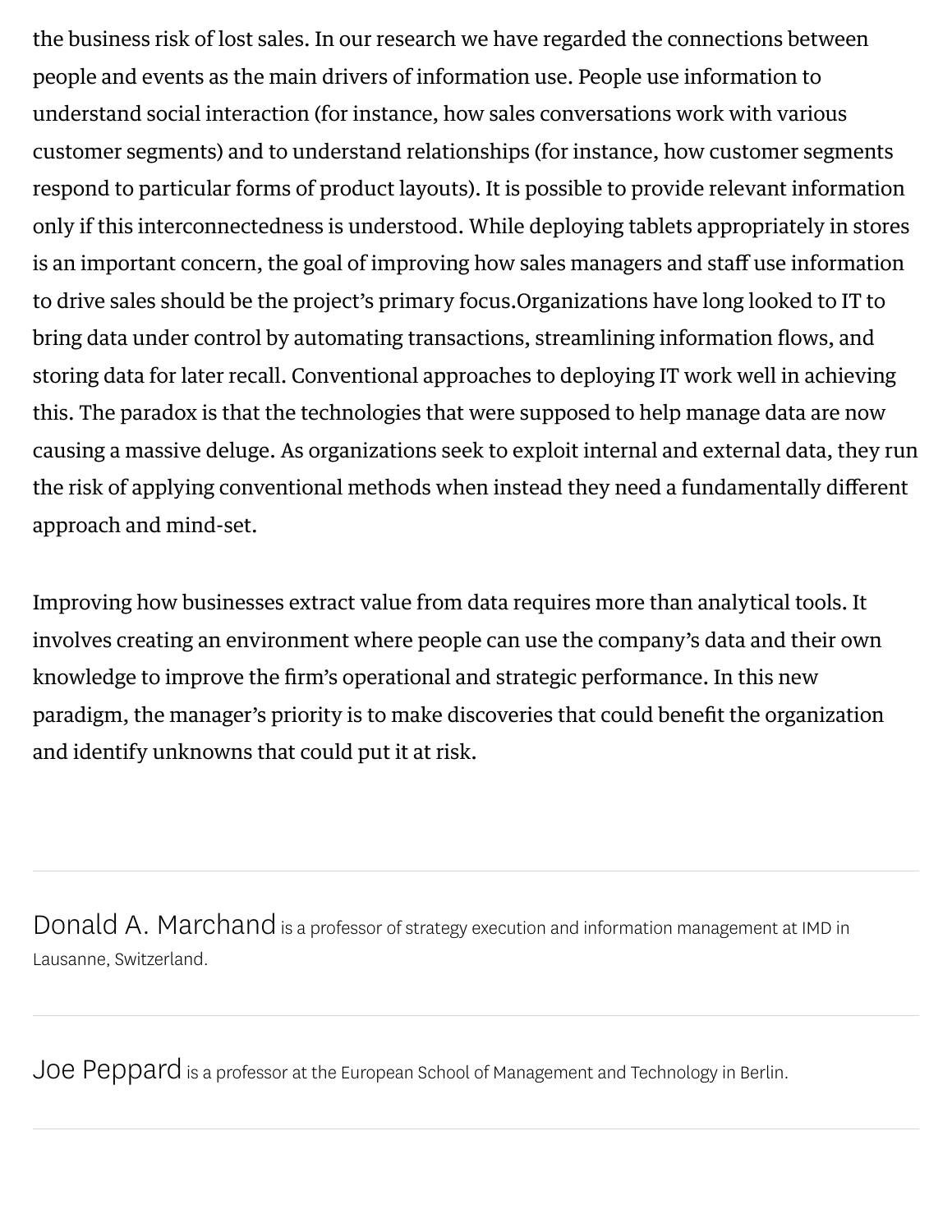the business risk of lost sales. In our research we have regarded the connections between people and events as the main drivers of information use. People use information to understand social interaction (for instance, how sales conversations work with various customer segments) and to understand relationships (for instance, how customer segments respond to particular forms of product layouts). It is possible to provide relevant information only if this interconnectedness is understood. While deploying tablets appropriately in stores is an important concern, the goal of improving how sales managers and staff use information to drive sales should be the project's primary focus.Organizations have long looked to IT to bring data under control by automating transactions, streamlining information flows, and storing data for later recall. Conventional approaches to deploying IT work well in achieving this. The paradox is that the technologies that were supposed to help manage data are now causing a massive deluge. As organizations seek to exploit internal and external data, they run the risk of applying conventional methods when instead they need a fundamentally different approach and mind-set.

Improving how businesses extract value from data requires more than analytical tools. It involves creating an environment where people can use the company's data and their own knowledge to improve the firm's operational and strategic performance. In this new paradigm, the manager's priority is to make discoveries that could benefit the organization and identify unknowns that could put it at risk.

---

Donald A. Marchand is a professor of strategy execution and information management at IMD in Lausanne, Switzerland.

---

Joe Peppard is a professor at the European School of Management and Technology in Berlin.

---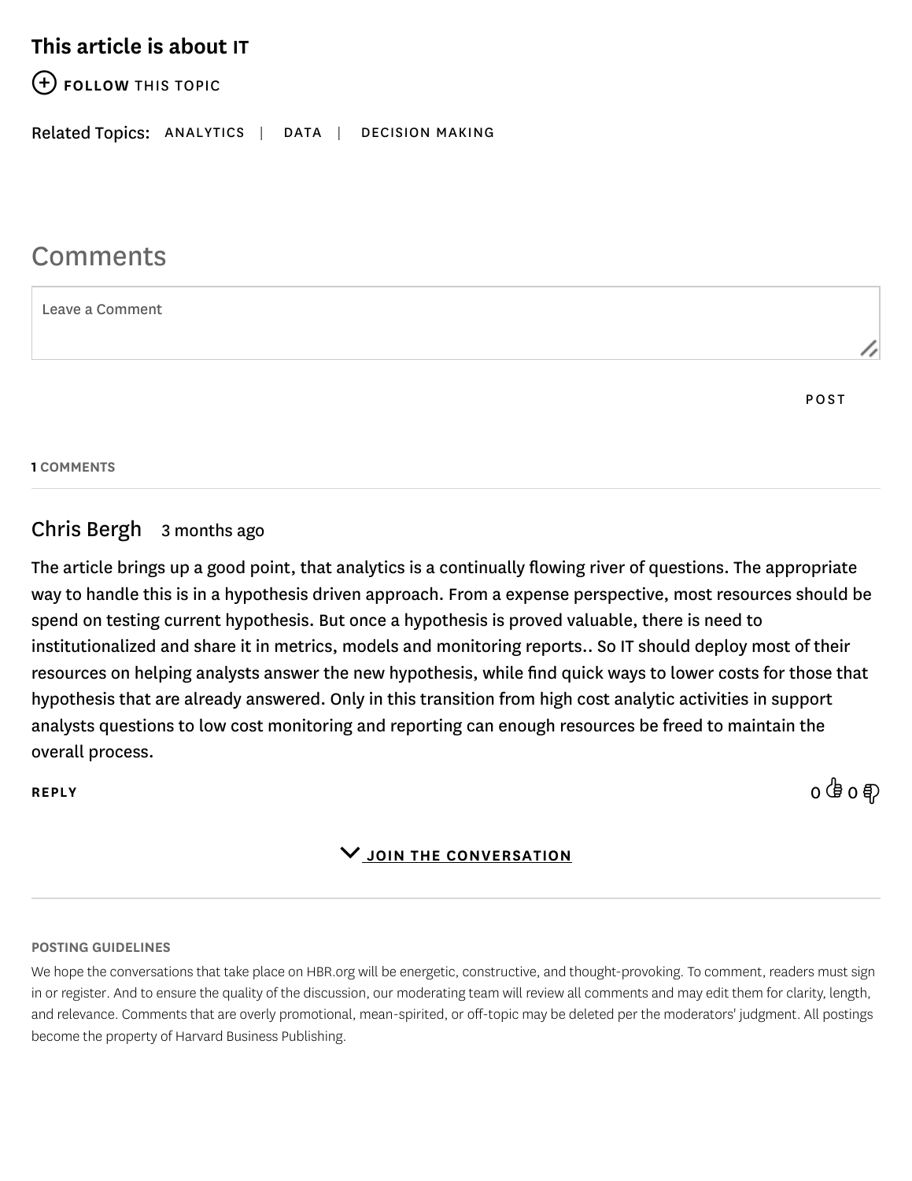**This article is about IT**

⊕ **FOLLOW** THIS TOPIC

Related Topics: ANALYTICS | DATA | DECISION MAKING

## Comments

Leave a Comment

POST

**1** COMMENTS

Chris Bergh 3 months ago

The article brings up a good point, that analytics is a continually flowing river of questions. The appropriate way to handle this is in a hypothesis driven approach. From a expense perspective, most resources should be spend on testing current hypothesis. But once a hypothesis is proved valuable, there is need to institutionalized and share it in metrics, models and monitoring reports.. So IT should deploy most of their resources on helping analysts answer the new hypothesis, while find quick ways to lower costs for those that hypothesis that are already answered. Only in this transition from high cost analytic activities in support analysts questions to low cost monitoring and reporting can enough resources be freed to maintain the overall process.

**REPLY** 0 0

**JOIN THE CONVERSATION**

**POSTING GUIDELINES**

We hope the conversations that take place on HBR.org will be energetic, constructive, and thought-provoking. To comment, readers must sign in or register. And to ensure the quality of the discussion, our moderating team will review all comments and may edit them for clarity, length, and relevance. Comments that are overly promotional, mean-spirited, or off-topic may be deleted per the moderators' judgment. All postings become the property of Harvard Business Publishing.